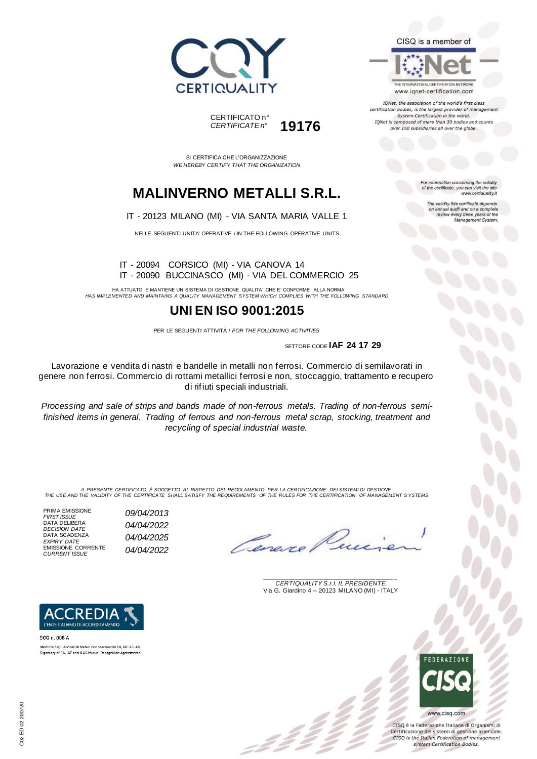CERTIQUALITY

CISQ is a member of

IQNet

THE INTERNATIONAL CERTIFICATION NETWORK
www.iqnet-certification.com

*IQNet, the association of the world's first class certification bodies, is the largest provider of management System Certification in the world. IQNet is composed of more than 30 bodies and counts over 150 subsidiaries all over the globe.*

CERTIFICATO n°
*CERTIFICATE n°* **19176**

*For information concerning the validity of the certificate, you can visit the site www.certiquality.it*

*The validity this certificate depends on annual audit and on a complete review every three years of the Management System.*

SI CERTIFICA CHE L'ORGANIZZAZIONE
*WE HEREBY CERTIFY THAT THE ORGANIZATION*

# MALINVERNO METALLI S.R.L.

IT - 20123 MILANO (MI) - VIA SANTA MARIA VALLE 1

NELLE SEGUENTI UNITA' OPERATIVE / IN THE FOLLOWING OPERATIVE UNITS

IT - 20094 CORSICO (MI) - VIA CANOVA 14
IT - 20090 BUCCINASCO (MI) - VIA DEL COMMERCIO 25

HA ATTUATO E MANTIENE UN SISTEMA DI GESTIONE QUALITA' CHE E' CONFORME ALLA NORMA
*HAS IMPLEMENTED AND MAINTAINS A QUALITY MANAGEMENT SYSTEM WHICH COMPLIES WITH THE FOLLOWING STANDARD*

# UNI EN ISO 9001:2015

PER LE SEGUENTI ATTIVITÀ / *FOR THE FOLLOWING ACTIVITIES*

SETTORE CODE **IAF 24 17 29**

Lavorazione e vendita di nastri e bandelle in metalli non ferrosi. Commercio di semilavorati in genere non ferrosi. Commercio di rottami metallici ferrosi e non, stoccaggio, trattamento e recupero di rifiuti speciali industriali.

*Processing and sale of strips and bands made of non-ferrous metals. Trading of non-ferrous semi-finished items in general. Trading of ferrous and non-ferrous metal scrap, stocking, treatment and recycling of special industrial waste.*

*IL PRESENTE CERTIFICATO È SOGGETTO AL RISPETTO DEL REGOLAMENTO PER LA CERTIFICAZIONE DEI SISTEMI DI GESTIONE*
*THE USE AND THE VALIDITY OF THE CERTIFICATE SHALL SATISFY THE REQUIREMENTS OF THE RULES FOR THE CERTIFICATION OF MANAGEMENT SYSTEMS*

| | |
|---|---|
| PRIMA EMISSIONE *FIRST ISSUE* | *09/04/2013* |
| DATA DELIBERA *DECISION DATE* | *04/04/2022* |
| DATA SCADENZA *EXPIRY DATE* | *04/04/2025* |
| EMISSIONE CORRENTE *CURRENT ISSUE* | *04/04/2022* |

*CERTIQUALITY S.r.l. IL PRESIDENTE*
Via G. Giardino 4 – 20123 MILANO (MI) - ITALY

ACCREDIA
L'ENTE ITALIANO DI ACCREDITAMENTO

SGQ n. 008 A
Membro degli Accordi di Mutuo riconoscimento EA, IAF e ILAC.
Signatory of EA, IAF and ILAC Mutual Recognition Agreements.

FEDERAZIONE CISQ
www.cisq.com

CISQ è la Federazione Italiana di Organismi di Certificazione dei sistemi di gestione aziendale.
*CISQ is the Italian Federation of management system Certification Bodies.*

C02 ED 02 200720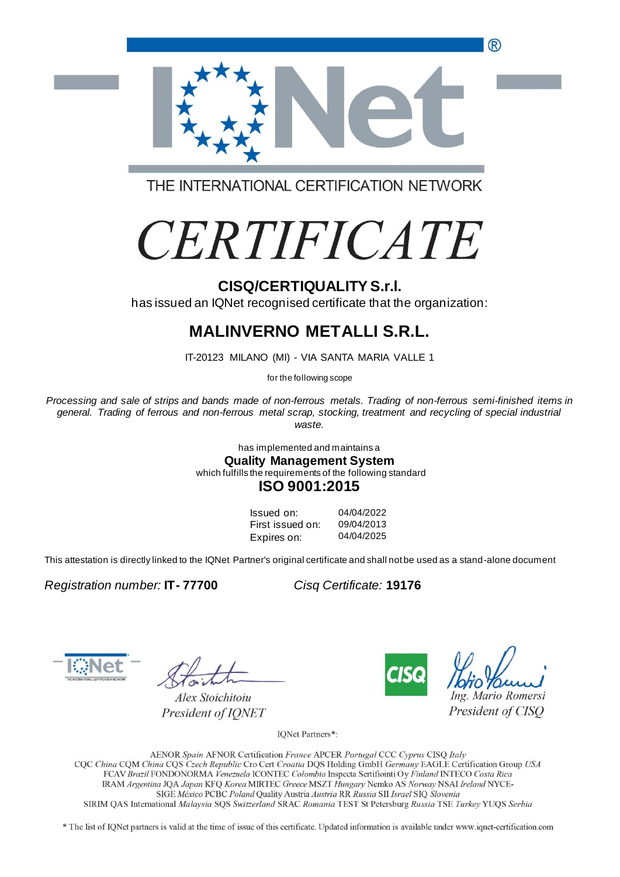THE INTERNATIONAL CERTIFICATION NETWORK

# CERTIFICATE

## CISQ/CERTIQUALITY S.r.l.

has issued an IQNet recognised certificate that the organization:

## MALINVERNO METALLI S.R.L.

IT-20123 MILANO (MI) - VIA SANTA MARIA VALLE 1

for the following scope

*Processing and sale of strips and bands made of non-ferrous metals. Trading of non-ferrous semi-finished items in general. Trading of ferrous and non-ferrous metal scrap, stocking, treatment and recycling of special industrial waste.*

has implemented and maintains a

**Quality Management System**

which fulfills the requirements of the following standard

**ISO 9001:2015**

| | |
|---|---|
| Issued on: | 04/04/2022 |
| First issued on: | 09/04/2013 |
| Expires on: | 04/04/2025 |

This attestation is directly linked to the IQNet Partner's original certificate and shall not be used as a stand-alone document

*Registration number:* **IT- 77700** *Cisq Certificate:* **19176**

*Alex Stoichitoiu*
*President of IQNET*

*Ing. Mario Romersi*
*President of CISQ*

IQNet Partners*:

AENOR *Spain* AFNOR Certification *France* APCER *Portugal* CCC *Cyprus* CISQ *Italy*
CQC *China* CQM *China* CQS *Czech Republic* Cro Cert *Croatia* DQS Holding GmbH *Germany* EAGLE Certification Group *USA*
FCAV *Brazil* FONDONORMA *Venezuela* ICONTEC *Colombia* Inspecta Sertifiointi Oy *Finland* INTECO *Costa Rica*
IRAM *Argentina* JQA *Japan* KFQ *Korea* MIRTEC *Greece* MSZT *Hungary* Nemko AS *Norway* NSAI *Ireland* NYCE-SIGE *México* PCBC *Poland* Quality Austria *Austria* RR *Russia* SII *Israel* SIQ *Slovenia*
SIRIM QAS International *Malaysia* SQS *Switzerland* SRAC *Romania* TEST St Petersburg *Russia* TSE *Turkey* YUQS *Serbia*

\* The list of IQNet partners is valid at the time of issue of this certificate. Updated information is available under www.iqnet-certification.com